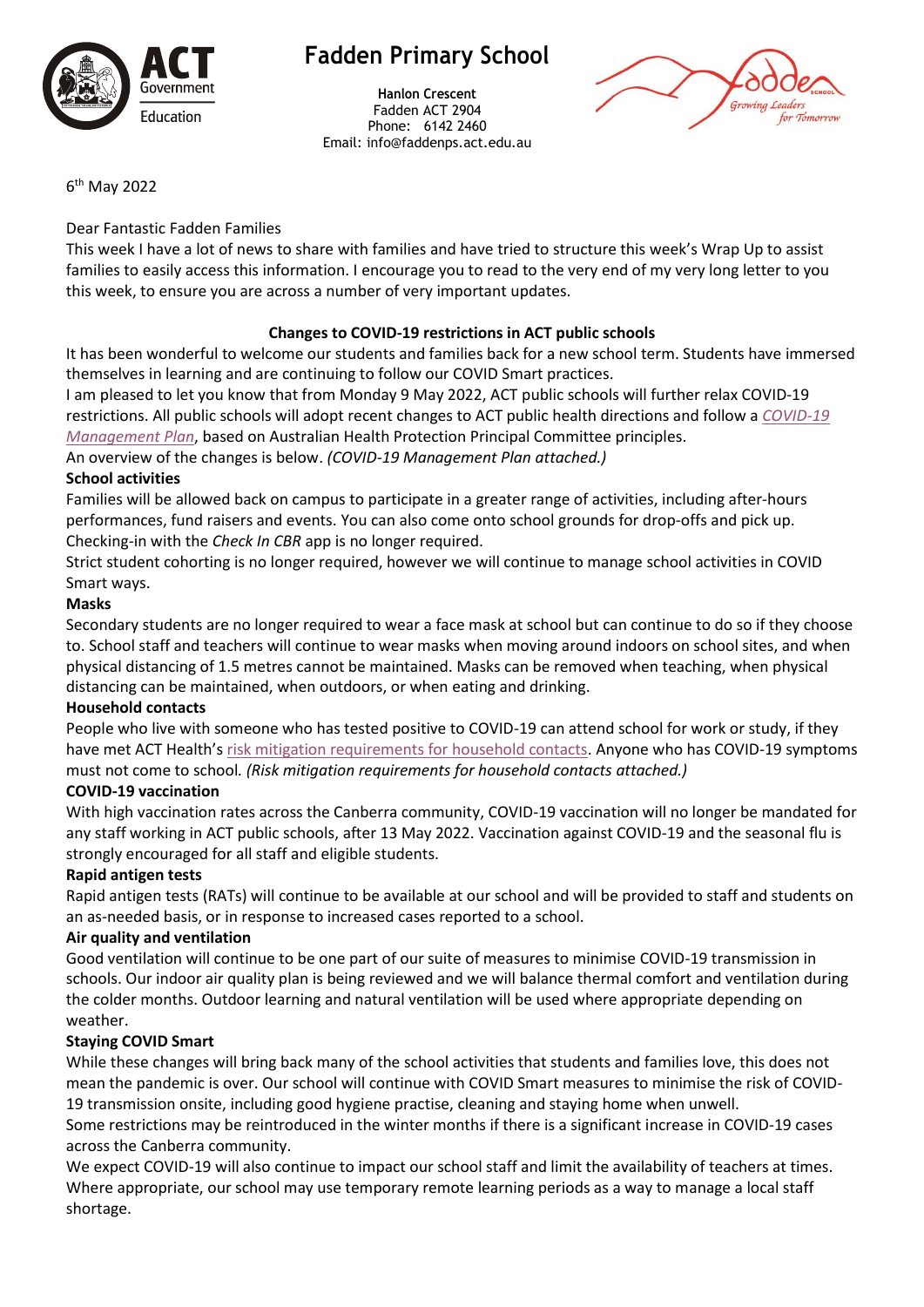# Fadden Primary School

**Hanlon Crescent**
Fadden ACT 2904
Phone: 6142 2460
Email: info@faddenps.act.edu.au

6th May 2022

Dear Fantastic Fadden Families

This week I have a lot of news to share with families and have tried to structure this week's Wrap Up to assist families to easily access this information. I encourage you to read to the very end of my very long letter to you this week, to ensure you are across a number of very important updates.

## Changes to COVID-19 restrictions in ACT public schools

It has been wonderful to welcome our students and families back for a new school term. Students have immersed themselves in learning and are continuing to follow our COVID Smart practices.

I am pleased to let you know that from Monday 9 May 2022, ACT public schools will further relax COVID-19 restrictions. All public schools will adopt recent changes to ACT public health directions and follow a *COVID-19 Management Plan*, based on Australian Health Protection Principal Committee principles.

An overview of the changes is below. *(COVID-19 Management Plan attached.)*

### School activities

Families will be allowed back on campus to participate in a greater range of activities, including after-hours performances, fund raisers and events. You can also come onto school grounds for drop-offs and pick up. Checking-in with the *Check In CBR* app is no longer required.

Strict student cohorting is no longer required, however we will continue to manage school activities in COVID Smart ways.

### Masks

Secondary students are no longer required to wear a face mask at school but can continue to do so if they choose to. School staff and teachers will continue to wear masks when moving around indoors on school sites, and when physical distancing of 1.5 metres cannot be maintained. Masks can be removed when teaching, when physical distancing can be maintained, when outdoors, or when eating and drinking.

### Household contacts

People who live with someone who has tested positive to COVID-19 can attend school for work or study, if they have met ACT Health's risk mitigation requirements for household contacts. Anyone who has COVID-19 symptoms must not come to school. *(Risk mitigation requirements for household contacts attached.)*

### COVID-19 vaccination

With high vaccination rates across the Canberra community, COVID-19 vaccination will no longer be mandated for any staff working in ACT public schools, after 13 May 2022. Vaccination against COVID-19 and the seasonal flu is strongly encouraged for all staff and eligible students.

### Rapid antigen tests

Rapid antigen tests (RATs) will continue to be available at our school and will be provided to staff and students on an as-needed basis, or in response to increased cases reported to a school.

### Air quality and ventilation

Good ventilation will continue to be one part of our suite of measures to minimise COVID-19 transmission in schools. Our indoor air quality plan is being reviewed and we will balance thermal comfort and ventilation during the colder months. Outdoor learning and natural ventilation will be used where appropriate depending on weather.

### Staying COVID Smart

While these changes will bring back many of the school activities that students and families love, this does not mean the pandemic is over. Our school will continue with COVID Smart measures to minimise the risk of COVID-19 transmission onsite, including good hygiene practise, cleaning and staying home when unwell.

Some restrictions may be reintroduced in the winter months if there is a significant increase in COVID-19 cases across the Canberra community.

We expect COVID-19 will also continue to impact our school staff and limit the availability of teachers at times. Where appropriate, our school may use temporary remote learning periods as a way to manage a local staff shortage.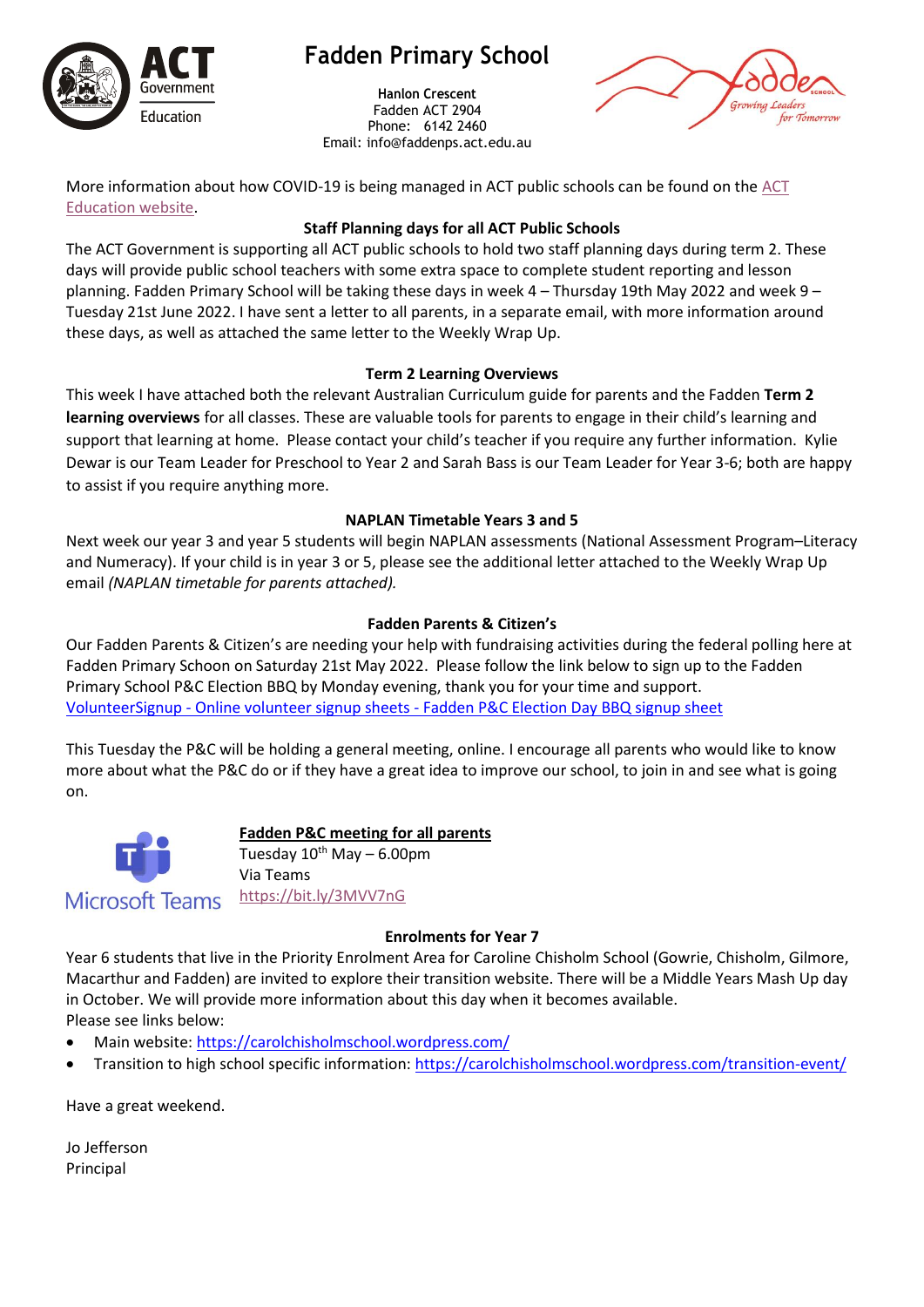# Fadden Primary School

**Hanlon Crescent**
Fadden ACT 2904
Phone: 6142 2460
Email: info@faddenps.act.edu.au

More information about how COVID-19 is being managed in ACT public schools can be found on the ACT Education website.

### Staff Planning days for all ACT Public Schools

The ACT Government is supporting all ACT public schools to hold two staff planning days during term 2. These days will provide public school teachers with some extra space to complete student reporting and lesson planning. Fadden Primary School will be taking these days in week 4 – Thursday 19th May 2022 and week 9 – Tuesday 21st June 2022. I have sent a letter to all parents, in a separate email, with more information around these days, as well as attached the same letter to the Weekly Wrap Up.

### Term 2 Learning Overviews

This week I have attached both the relevant Australian Curriculum guide for parents and the Fadden **Term 2 learning overviews** for all classes. These are valuable tools for parents to engage in their child's learning and support that learning at home. Please contact your child's teacher if you require any further information. Kylie Dewar is our Team Leader for Preschool to Year 2 and Sarah Bass is our Team Leader for Year 3-6; both are happy to assist if you require anything more.

### NAPLAN Timetable Years 3 and 5

Next week our year 3 and year 5 students will begin NAPLAN assessments (National Assessment Program–Literacy and Numeracy). If your child is in year 3 or 5, please see the additional letter attached to the Weekly Wrap Up email *(NAPLAN timetable for parents attached).*

### Fadden Parents & Citizen's

Our Fadden Parents & Citizen's are needing your help with fundraising activities during the federal polling here at Fadden Primary Schoon on Saturday 21st May 2022. Please follow the link below to sign up to the Fadden Primary School P&C Election BBQ by Monday evening, thank you for your time and support.
VolunteerSignup - Online volunteer signup sheets - Fadden P&C Election Day BBQ signup sheet

This Tuesday the P&C will be holding a general meeting, online. I encourage all parents who would like to know more about what the P&C do or if they have a great idea to improve our school, to join in and see what is going on.

Microsoft Teams

**Fadden P&C meeting for all parents**
Tuesday 10th May – 6.00pm
Via Teams
https://bit.ly/3MVV7nG

### Enrolments for Year 7

Year 6 students that live in the Priority Enrolment Area for Caroline Chisholm School (Gowrie, Chisholm, Gilmore, Macarthur and Fadden) are invited to explore their transition website. There will be a Middle Years Mash Up day in October. We will provide more information about this day when it becomes available.
Please see links below:

- Main website: https://carolchisholmschool.wordpress.com/
- Transition to high school specific information: https://carolchisholmschool.wordpress.com/transition-event/

Have a great weekend.

Jo Jefferson
Principal